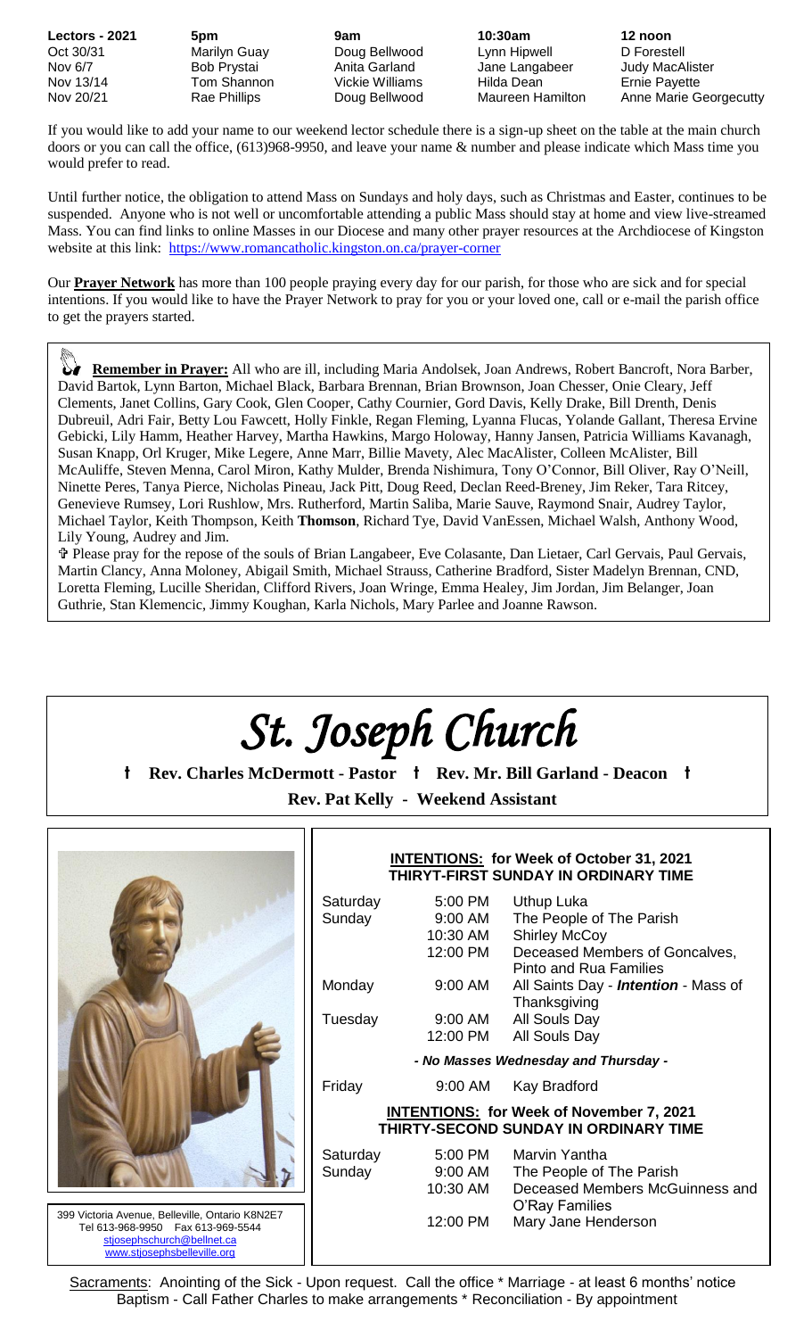| Lectors - 2021 | 5pm | 9am | 10:30am | 12 noon |
|---|---|---|---|---|
| Oct 30/31 | Marilyn Guay | Doug Bellwood | Lynn Hipwell | D Forestell |
| Nov 6/7 | Bob Prystai | Anita Garland | Jane Langabeer | Judy MacAlister |
| Nov 13/14 | Tom Shannon | Vickie Williams | Hilda Dean | Ernie Payette |
| Nov 20/21 | Rae Phillips | Doug Bellwood | Maureen Hamilton | Anne Marie Georgecutty |

If you would like to add your name to our weekend lector schedule there is a sign-up sheet on the table at the main church doors or you can call the office, (613)968-9950, and leave your name & number and please indicate which Mass time you would prefer to read.

Until further notice, the obligation to attend Mass on Sundays and holy days, such as Christmas and Easter, continues to be suspended. Anyone who is not well or uncomfortable attending a public Mass should stay at home and view live-streamed Mass. You can find links to online Masses in our Diocese and many other prayer resources at the Archdiocese of Kingston website at this link: https://www.romancatholic.kingston.on.ca/prayer-corner

Our **Prayer Network** has more than 100 people praying every day for our parish, for those who are sick and for special intentions. If you would like to have the Prayer Network to pray for you or your loved one, call or e-mail the parish office to get the prayers started.

**Remember in Prayer:** All who are ill, including Maria Andolsek, Joan Andrews, Robert Bancroft, Nora Barber, David Bartok, Lynn Barton, Michael Black, Barbara Brennan, Brian Brownson, Joan Chesser, Onie Cleary, Jeff Clements, Janet Collins, Gary Cook, Glen Cooper, Cathy Cournier, Gord Davis, Kelly Drake, Bill Drenth, Denis Dubreuil, Adri Fair, Betty Lou Fawcett, Holly Finkle, Regan Fleming, Lyanna Flucas, Yolande Gallant, Theresa Ervine Gebicki, Lily Hamm, Heather Harvey, Martha Hawkins, Margo Holoway, Hanny Jansen, Patricia Williams Kavanagh, Susan Knapp, Orl Kruger, Mike Legere, Anne Marr, Billie Mavety, Alec MacAlister, Colleen McAlister, Bill McAuliffe, Steven Menna, Carol Miron, Kathy Mulder, Brenda Nishimura, Tony O'Connor, Bill Oliver, Ray O'Neill, Ninette Peres, Tanya Pierce, Nicholas Pineau, Jack Pitt, Doug Reed, Declan Reed-Breney, Jim Reker, Tara Ritcey, Genevieve Rumsey, Lori Rushlow, Mrs. Rutherford, Martin Saliba, Marie Sauve, Raymond Snair, Audrey Taylor, Michael Taylor, Keith Thompson, Keith **Thomson**, Richard Tye, David VanEssen, Michael Walsh, Anthony Wood, Lily Young, Audrey and Jim.

✞ Please pray for the repose of the souls of Brian Langabeer, Eve Colasante, Dan Lietaer, Carl Gervais, Paul Gervais, Martin Clancy, Anna Moloney, Abigail Smith, Michael Strauss, Catherine Bradford, Sister Madelyn Brennan, CND, Loretta Fleming, Lucille Sheridan, Clifford Rivers, Joan Wringe, Emma Healey, Jim Jordan, Jim Belanger, Joan Guthrie, Stan Klemencic, Jimmy Koughan, Karla Nichols, Mary Parlee and Joanne Rawson.

# *St. Joseph Church*

**† Rev. Charles McDermott - Pastor † Rev. Mr. Bill Garland - Deacon †**

**Rev. Pat Kelly - Weekend Assistant**

399 Victoria Avenue, Belleville, Ontario K8N2E7
Tel 613-968-9950 Fax 613-969-5544
stjosephschurch@bellnet.ca
www.stjosephsbelleville.org

**INTENTIONS: for Week of October 31, 2021**
**THIRYT-FIRST SUNDAY IN ORDINARY TIME**

| | | |
|---|---|---|
| Saturday | 5:00 PM | Uthup Luka |
| Sunday | 9:00 AM | The People of The Parish |
| | 10:30 AM | Shirley McCoy |
| | 12:00 PM | Deceased Members of Goncalves, Pinto and Rua Families |
| Monday | 9:00 AM | All Saints Day - *Intention* - Mass of Thanksgiving |
| Tuesday | 9:00 AM | All Souls Day |
| | 12:00 PM | All Souls Day |

*- No Masses Wednesday and Thursday -*

| | | |
|---|---|---|
| Friday | 9:00 AM | Kay Bradford |

**INTENTIONS: for Week of November 7, 2021**
**THIRTY-SECOND SUNDAY IN ORDINARY TIME**

| | | |
|---|---|---|
| Saturday | 5:00 PM | Marvin Yantha |
| Sunday | 9:00 AM | The People of The Parish |
| | 10:30 AM | Deceased Members McGuinness and O'Ray Families |
| | 12:00 PM | Mary Jane Henderson |

Sacraments: Anointing of the Sick - Upon request. Call the office * Marriage - at least 6 months' notice
Baptism - Call Father Charles to make arrangements * Reconciliation - By appointment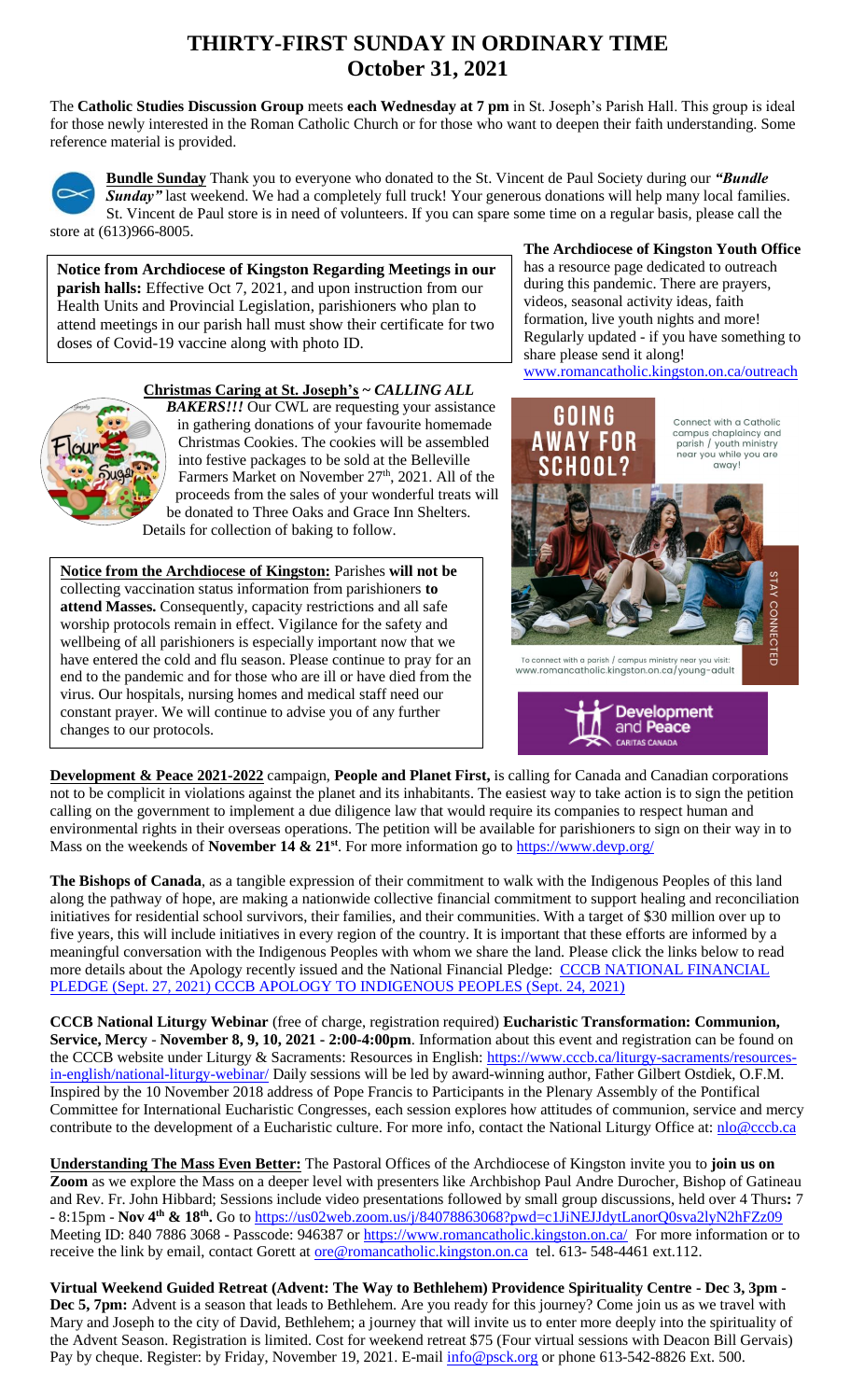# THIRTY-FIRST SUNDAY IN ORDINARY TIME
# October 31, 2021

The **Catholic Studies Discussion Group** meets **each Wednesday at 7 pm** in St. Joseph's Parish Hall. This group is ideal for those newly interested in the Roman Catholic Church or for those who want to deepen their faith understanding. Some reference material is provided.

**Bundle Sunday** Thank you to everyone who donated to the St. Vincent de Paul Society during our ***"Bundle Sunday"*** last weekend. We had a completely full truck! Your generous donations will help many local families. St. Vincent de Paul store is in need of volunteers. If you can spare some time on a regular basis, please call the store at (613)966-8005.

**Notice from Archdiocese of Kingston Regarding Meetings in our parish halls:** Effective Oct 7, 2021, and upon instruction from our Health Units and Provincial Legislation, parishioners who plan to attend meetings in our parish hall must show their certificate for two doses of Covid-19 vaccine along with photo ID.

**The Archdiocese of Kingston Youth Office** has a resource page dedicated to outreach during this pandemic. There are prayers, videos, seasonal activity ideas, faith formation, live youth nights and more! Regularly updated - if you have something to share please send it along! www.romancatholic.kingston.on.ca/outreach

**Christmas Caring at St. Joseph's ~ *CALLING ALL BAKERS!!!*** Our CWL are requesting your assistance in gathering donations of your favourite homemade Christmas Cookies. The cookies will be assembled into festive packages to be sold at the Belleville Farmers Market on November 27th, 2021. All of the proceeds from the sales of your wonderful treats will be donated to Three Oaks and Grace Inn Shelters. Details for collection of baking to follow.

**Notice from the Archdiocese of Kingston:** Parishes **will not be** collecting vaccination status information from parishioners **to attend Masses.** Consequently, capacity restrictions and all safe worship protocols remain in effect. Vigilance for the safety and wellbeing of all parishioners is especially important now that we have entered the cold and flu season. Please continue to pray for an end to the pandemic and for those who are ill or have died from the virus. Our hospitals, nursing homes and medical staff need our constant prayer. We will continue to advise you of any further changes to our protocols.

**GOING AWAY FOR SCHOOL?** Connect with a Catholic campus chaplaincy and parish / youth ministry near you while you are away! STAY CONNECTED

To connect with a parish / campus ministry near you visit: www.romancatholic.kingston.on.ca/young-adult

Development and Peace CARITAS CANADA

**Development & Peace 2021-2022** campaign, **People and Planet First,** is calling for Canada and Canadian corporations not to be complicit in violations against the planet and its inhabitants. The easiest way to take action is to sign the petition calling on the government to implement a due diligence law that would require its companies to respect human and environmental rights in their overseas operations. The petition will be available for parishioners to sign on their way in to Mass on the weekends of **November 14 & 21st**. For more information go to https://www.devp.org/

**The Bishops of Canada**, as a tangible expression of their commitment to walk with the Indigenous Peoples of this land along the pathway of hope, are making a nationwide collective financial commitment to support healing and reconciliation initiatives for residential school survivors, their families, and their communities. With a target of $30 million over up to five years, this will include initiatives in every region of the country. It is important that these efforts are informed by a meaningful conversation with the Indigenous Peoples with whom we share the land. Please click the links below to read more details about the Apology recently issued and the National Financial Pledge: CCCB NATIONAL FINANCIAL PLEDGE (Sept. 27, 2021) CCCB APOLOGY TO INDIGENOUS PEOPLES (Sept. 24, 2021)

**CCCB National Liturgy Webinar** (free of charge, registration required) **Eucharistic Transformation: Communion, Service, Mercy - November 8, 9, 10, 2021 - 2:00-4:00pm**. Information about this event and registration can be found on the CCCB website under Liturgy & Sacraments: Resources in English: https://www.cccb.ca/liturgy-sacraments/resources-in-english/national-liturgy-webinar/ Daily sessions will be led by award-winning author, Father Gilbert Ostdiek, O.F.M. Inspired by the 10 November 2018 address of Pope Francis to Participants in the Plenary Assembly of the Pontifical Committee for International Eucharistic Congresses, each session explores how attitudes of communion, service and mercy contribute to the development of a Eucharistic culture. For more info, contact the National Liturgy Office at: nlo@cccb.ca

**Understanding The Mass Even Better:** The Pastoral Offices of the Archdiocese of Kingston invite you to **join us on Zoom** as we explore the Mass on a deeper level with presenters like Archbishop Paul Andre Durocher, Bishop of Gatineau and Rev. Fr. John Hibbard; Sessions include video presentations followed by small group discussions, held over 4 Thurs**:** 7 - 8:15pm - **Nov 4th & 18th.** Go to https://us02web.zoom.us/j/84078863068?pwd=c1JiNEJJdytLanorQ0sva2lyN2hFZz09 Meeting ID: 840 7886 3068 - Passcode: 946387 or https://www.romancatholic.kingston.on.ca/ For more information or to receive the link by email, contact Gorett at ore@romancatholic.kingston.on.ca tel. 613- 548-4461 ext.112.

**Virtual Weekend Guided Retreat (Advent: The Way to Bethlehem) Providence Spirituality Centre - Dec 3, 3pm - Dec 5, 7pm:** Advent is a season that leads to Bethlehem. Are you ready for this journey? Come join us as we travel with Mary and Joseph to the city of David, Bethlehem; a journey that will invite us to enter more deeply into the spirituality of the Advent Season. Registration is limited. Cost for weekend retreat $75 (Four virtual sessions with Deacon Bill Gervais) Pay by cheque. Register: by Friday, November 19, 2021. E-mail info@psck.org or phone 613-542-8826 Ext. 500.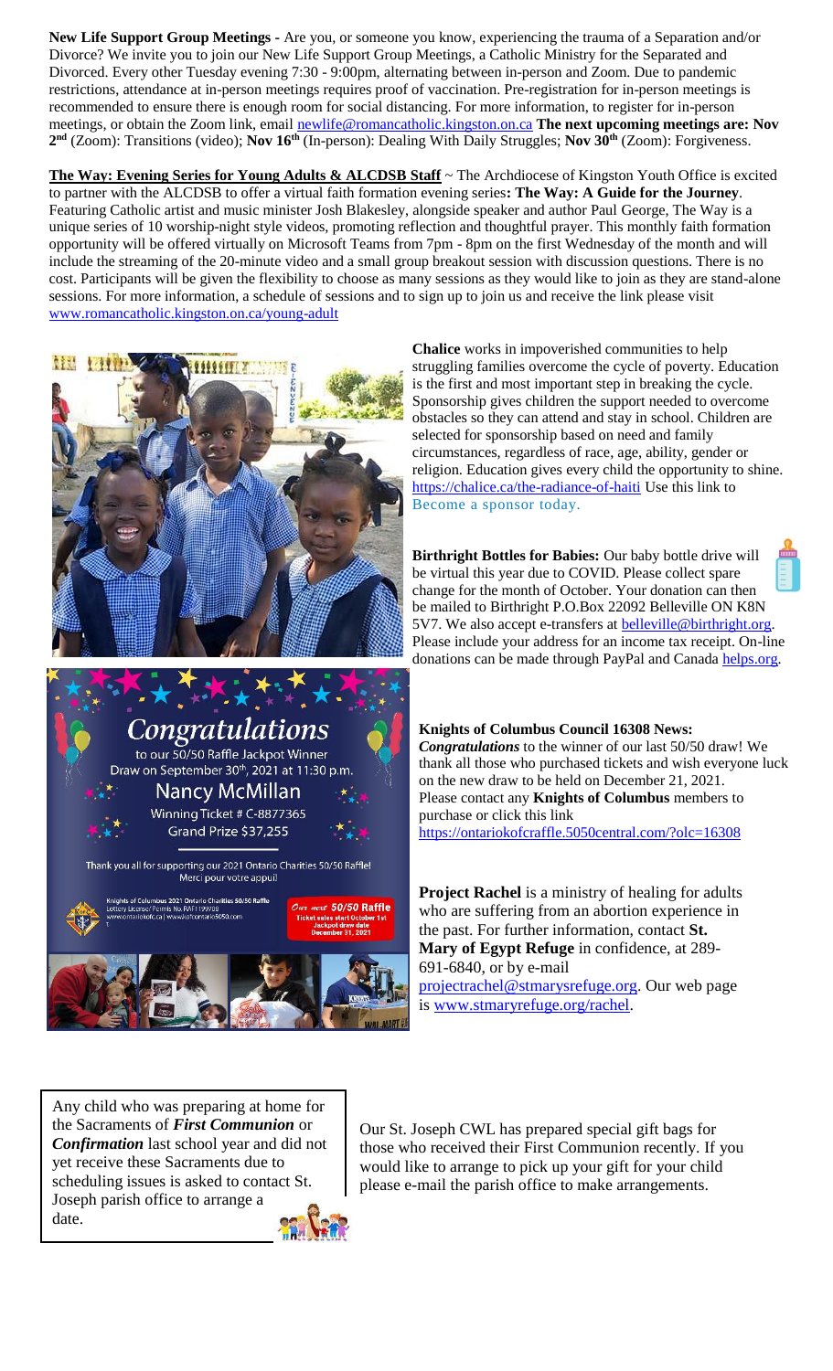**New Life Support Group Meetings -** Are you, or someone you know, experiencing the trauma of a Separation and/or Divorce? We invite you to join our New Life Support Group Meetings, a Catholic Ministry for the Separated and Divorced. Every other Tuesday evening 7:30 - 9:00pm, alternating between in-person and Zoom. Due to pandemic restrictions, attendance at in-person meetings requires proof of vaccination. Pre-registration for in-person meetings is recommended to ensure there is enough room for social distancing. For more information, to register for in-person meetings, or obtain the Zoom link, email newlife@romancatholic.kingston.on.ca **The next upcoming meetings are: Nov 2nd** (Zoom): Transitions (video); **Nov 16th** (In-person): Dealing With Daily Struggles; **Nov 30th** (Zoom): Forgiveness.

**The Way: Evening Series for Young Adults & ALCDSB Staff** ~ The Archdiocese of Kingston Youth Office is excited to partner with the ALCDSB to offer a virtual faith formation evening series**: The Way: A Guide for the Journey**. Featuring Catholic artist and music minister Josh Blakesley, alongside speaker and author Paul George, The Way is a unique series of 10 worship-night style videos, promoting reflection and thoughtful prayer. This monthly faith formation opportunity will be offered virtually on Microsoft Teams from 7pm - 8pm on the first Wednesday of the month and will include the streaming of the 20-minute video and a small group breakout session with discussion questions. There is no cost. Participants will be given the flexibility to choose as many sessions as they would like to join as they are stand-alone sessions. For more information, a schedule of sessions and to sign up to join us and receive the link please visit www.romancatholic.kingston.on.ca/young-adult

**Chalice** works in impoverished communities to help struggling families overcome the cycle of poverty. Education is the first and most important step in breaking the cycle. Sponsorship gives children the support needed to overcome obstacles so they can attend and stay in school. Children are selected for sponsorship based on need and family circumstances, regardless of race, age, ability, gender or religion. Education gives every child the opportunity to shine. https://chalice.ca/the-radiance-of-haiti Use this link to Become a sponsor today.

**Birthright Bottles for Babies:** Our baby bottle drive will be virtual this year due to COVID. Please collect spare change for the month of October. Your donation can then be mailed to Birthright P.O.Box 22092 Belleville ON K8N 5V7. We also accept e-transfers at belleville@birthright.org. Please include your address for an income tax receipt. On-line donations can be made through PayPal and Canada helps.org.

Congratulations to our 50/50 Raffle Jackpot Winner
Draw on September 30th, 2021 at 11:30 p.m.
Nancy McMillan
Winning Ticket # C-8877365
Grand Prize $37,255

Thank you all for supporting our 2021 Ontario Charities 50/50 Raffle!
Merci pour votre appui!

Our next 50/50 Raffle — Ticket sales start October 1st — Jackpot draw date December 31, 2021

**Knights of Columbus Council 16308 News:**
***Congratulations*** to the winner of our last 50/50 draw! We thank all those who purchased tickets and wish everyone luck on the new draw to be held on December 21, 2021. Please contact any **Knights of Columbus** members to purchase or click this link
https://ontariokofcraffle.5050central.com/?olc=16308

**Project Rachel** is a ministry of healing for adults who are suffering from an abortion experience in the past. For further information, contact **St. Mary of Egypt Refuge** in confidence, at 289-691-6840, or by e-mail projectrachel@stmarysrefuge.org. Our web page is www.stmaryrefuge.org/rachel.

Any child who was preparing at home for the Sacraments of ***First Communion*** or ***Confirmation*** last school year and did not yet receive these Sacraments due to scheduling issues is asked to contact St. Joseph parish office to arrange a date.

Our St. Joseph CWL has prepared special gift bags for those who received their First Communion recently. If you would like to arrange to pick up your gift for your child please e-mail the parish office to make arrangements.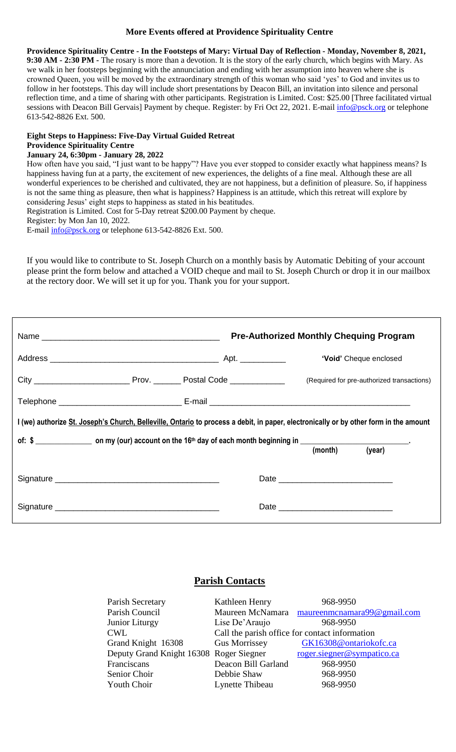## More Events offered at Providence Spirituality Centre

**Providence Spirituality Centre - In the Footsteps of Mary: Virtual Day of Reflection - Monday, November 8, 2021, 9:30 AM - 2:30 PM -** The rosary is more than a devotion. It is the story of the early church, which begins with Mary. As we walk in her footsteps beginning with the annunciation and ending with her assumption into heaven where she is crowned Queen, you will be moved by the extraordinary strength of this woman who said 'yes' to God and invites us to follow in her footsteps. This day will include short presentations by Deacon Bill, an invitation into silence and personal reflection time, and a time of sharing with other participants. Registration is Limited. Cost: $25.00 [Three facilitated virtual sessions with Deacon Bill Gervais] Payment by cheque. Register: by Fri Oct 22, 2021. E-mail info@psck.org or telephone 613-542-8826 Ext. 500.

**Eight Steps to Happiness: Five-Day Virtual Guided Retreat**
**Providence Spirituality Centre**
**January 24, 6:30pm - January 28, 2022**

How often have you said, "I just want to be happy"? Have you ever stopped to consider exactly what happiness means? Is happiness having fun at a party, the excitement of new experiences, the delights of a fine meal. Although these are all wonderful experiences to be cherished and cultivated, they are not happiness, but a definition of pleasure. So, if happiness is not the same thing as pleasure, then what is happiness? Happiness is an attitude, which this retreat will explore by considering Jesus' eight steps to happiness as stated in his beatitudes.
Registration is Limited. Cost for 5-Day retreat $200.00 Payment by cheque.
Register: by Mon Jan 10, 2022.
E-mail info@psck.org or telephone 613-542-8826 Ext. 500.

If you would like to contribute to St. Joseph Church on a monthly basis by Automatic Debiting of your account please print the form below and attached a VOID cheque and mail to St. Joseph Church or drop it in our mailbox at the rectory door. We will set it up for you. Thank you for your support.

---

Name ______________________________ **Pre-Authorized Monthly Chequing Program**

Address ______________________________ Apt. __________ **'Void'** Cheque enclosed

City ____________________ Prov. ______ Postal Code ____________ (Required for pre-authorized transactions)

Telephone __________________________ E-mail ______________________________

**I (we) authorize St. Joseph's Church, Belleville, Ontario to process a debit, in paper, electronically or by other form in the amount of: $ ____________ on my (our) account on the 16th day of each month beginning in ____________________.**
**(month) (year)**

Signature ______________________________ Date ____________________

Signature ______________________________ Date ____________________

---

## Parish Contacts

| | | |
|---|---|---|
| Parish Secretary | Kathleen Henry | 968-9950 |
| Parish Council | Maureen McNamara | maureenmcnamara99@gmail.com |
| Junior Liturgy | Lise De'Araujo | 968-9950 |
| CWL | Call the parish office for contact information | |
| Grand Knight 16308 | Gus Morrissey | GK16308@ontariokofc.ca |
| Deputy Grand Knight 16308 | Roger Siegner | roger.siegner@sympatico.ca |
| Franciscans | Deacon Bill Garland | 968-9950 |
| Senior Choir | Debbie Shaw | 968-9950 |
| Youth Choir | Lynette Thibeau | 968-9950 |